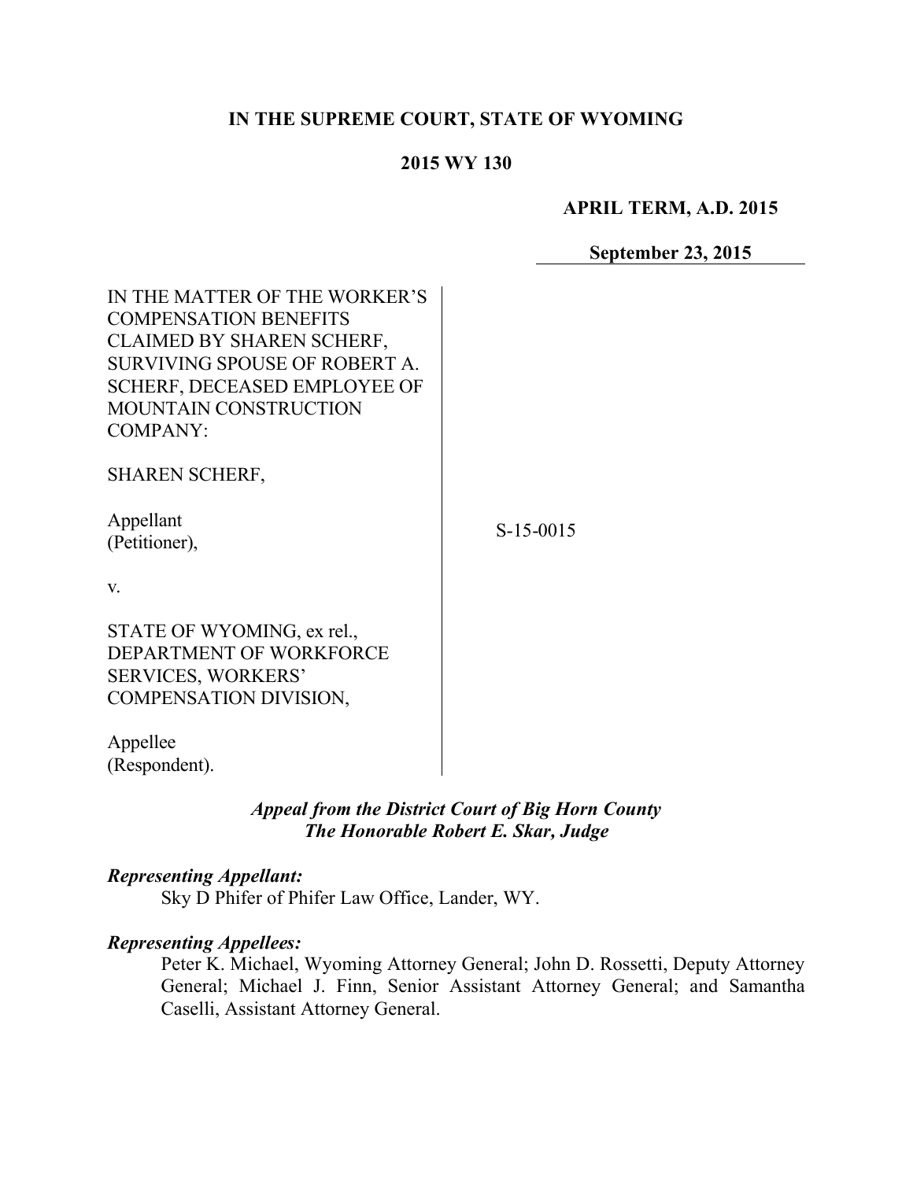**IN THE SUPREME COURT, STATE OF WYOMING**

**2015 WY 130**

**APRIL TERM, A.D. 2015**

**September 23, 2015**

IN THE MATTER OF THE WORKER'S COMPENSATION BENEFITS CLAIMED BY SHAREN SCHERF, SURVIVING SPOUSE OF ROBERT A. SCHERF, DECEASED EMPLOYEE OF MOUNTAIN CONSTRUCTION COMPANY:

SHAREN SCHERF,

Appellant
(Petitioner),

v.

STATE OF WYOMING, ex rel., DEPARTMENT OF WORKFORCE SERVICES, WORKERS' COMPENSATION DIVISION,

Appellee
(Respondent).

S-15-0015

***Appeal from the District Court of Big Horn County***
***The Honorable Robert E. Skar, Judge***

***Representing Appellant:***
Sky D Phifer of Phifer Law Office, Lander, WY.

***Representing Appellees:***
Peter K. Michael, Wyoming Attorney General; John D. Rossetti, Deputy Attorney General; Michael J. Finn, Senior Assistant Attorney General; and Samantha Caselli, Assistant Attorney General.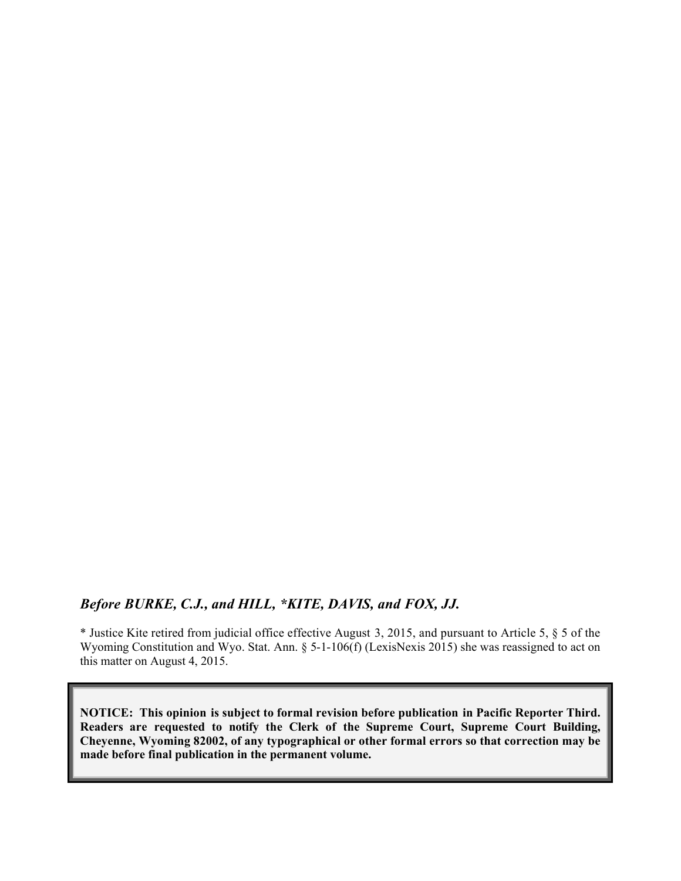***Before BURKE, C.J., and HILL, *KITE, DAVIS, and FOX, JJ.***

* Justice Kite retired from judicial office effective August 3, 2015, and pursuant to Article 5, § 5 of the Wyoming Constitution and Wyo. Stat. Ann. § 5-1-106(f) (LexisNexis 2015) she was reassigned to act on this matter on August 4, 2015.

**NOTICE: This opinion is subject to formal revision before publication in Pacific Reporter Third. Readers are requested to notify the Clerk of the Supreme Court, Supreme Court Building, Cheyenne, Wyoming 82002, of any typographical or other formal errors so that correction may be made before final publication in the permanent volume.**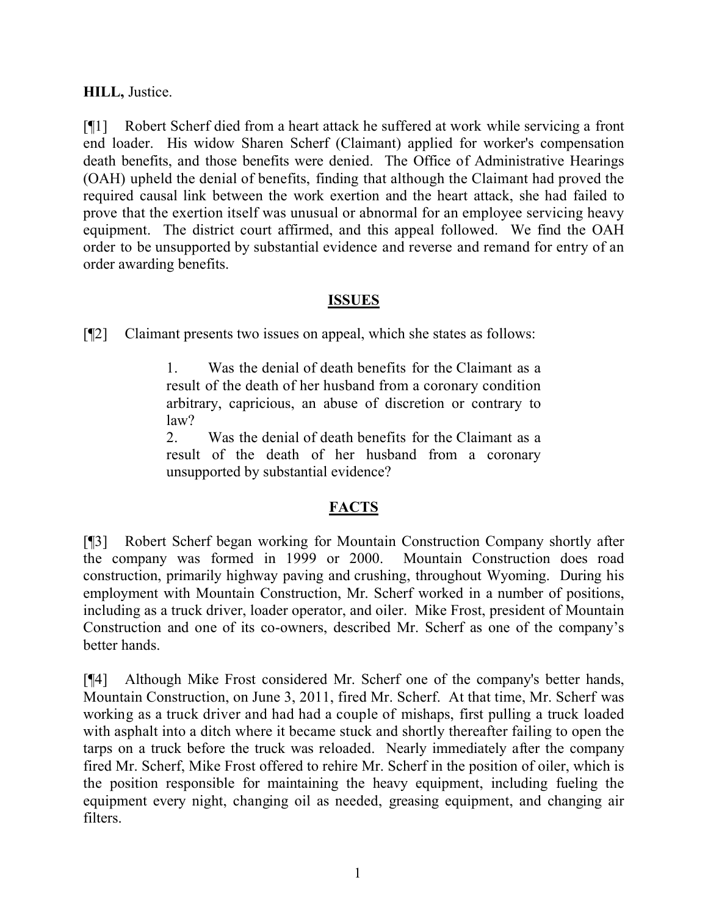**HILL,** Justice.

[¶1] Robert Scherf died from a heart attack he suffered at work while servicing a front end loader. His widow Sharen Scherf (Claimant) applied for worker's compensation death benefits, and those benefits were denied. The Office of Administrative Hearings (OAH) upheld the denial of benefits, finding that although the Claimant had proved the required causal link between the work exertion and the heart attack, she had failed to prove that the exertion itself was unusual or abnormal for an employee servicing heavy equipment. The district court affirmed, and this appeal followed. We find the OAH order to be unsupported by substantial evidence and reverse and remand for entry of an order awarding benefits.

## ISSUES

[¶2] Claimant presents two issues on appeal, which she states as follows:

> 1. Was the denial of death benefits for the Claimant as a result of the death of her husband from a coronary condition arbitrary, capricious, an abuse of discretion or contrary to law?
>
> 2. Was the denial of death benefits for the Claimant as a result of the death of her husband from a coronary unsupported by substantial evidence?

## FACTS

[¶3] Robert Scherf began working for Mountain Construction Company shortly after the company was formed in 1999 or 2000. Mountain Construction does road construction, primarily highway paving and crushing, throughout Wyoming. During his employment with Mountain Construction, Mr. Scherf worked in a number of positions, including as a truck driver, loader operator, and oiler. Mike Frost, president of Mountain Construction and one of its co-owners, described Mr. Scherf as one of the company's better hands.

[¶4] Although Mike Frost considered Mr. Scherf one of the company's better hands, Mountain Construction, on June 3, 2011, fired Mr. Scherf. At that time, Mr. Scherf was working as a truck driver and had had a couple of mishaps, first pulling a truck loaded with asphalt into a ditch where it became stuck and shortly thereafter failing to open the tarps on a truck before the truck was reloaded. Nearly immediately after the company fired Mr. Scherf, Mike Frost offered to rehire Mr. Scherf in the position of oiler, which is the position responsible for maintaining the heavy equipment, including fueling the equipment every night, changing oil as needed, greasing equipment, and changing air filters.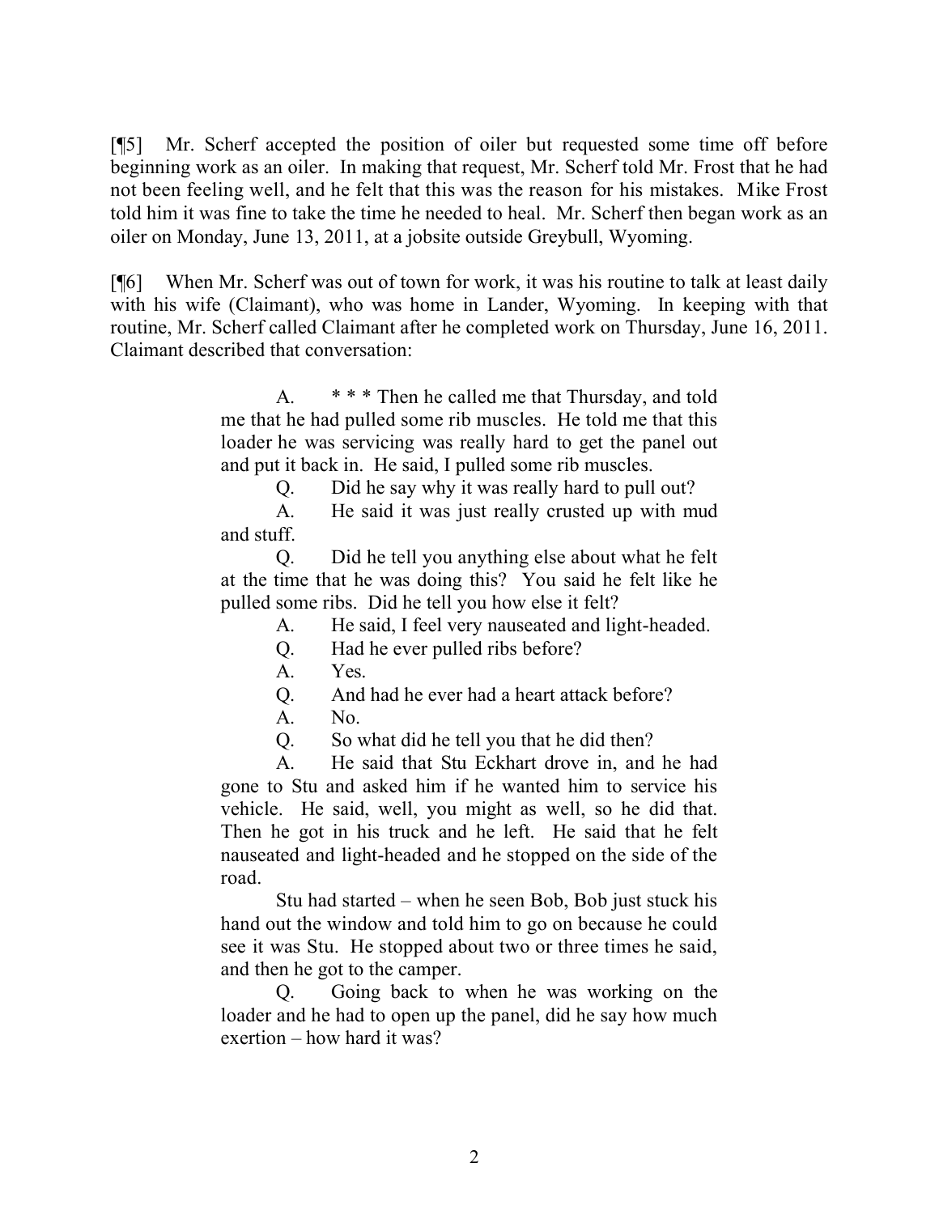[¶5] Mr. Scherf accepted the position of oiler but requested some time off before beginning work as an oiler. In making that request, Mr. Scherf told Mr. Frost that he had not been feeling well, and he felt that this was the reason for his mistakes. Mike Frost told him it was fine to take the time he needed to heal. Mr. Scherf then began work as an oiler on Monday, June 13, 2011, at a jobsite outside Greybull, Wyoming.

[¶6] When Mr. Scherf was out of town for work, it was his routine to talk at least daily with his wife (Claimant), who was home in Lander, Wyoming. In keeping with that routine, Mr. Scherf called Claimant after he completed work on Thursday, June 16, 2011. Claimant described that conversation:

> A. * * * Then he called me that Thursday, and told me that he had pulled some rib muscles. He told me that this loader he was servicing was really hard to get the panel out and put it back in. He said, I pulled some rib muscles.
>
> Q. Did he say why it was really hard to pull out?
>
> A. He said it was just really crusted up with mud and stuff.
>
> Q. Did he tell you anything else about what he felt at the time that he was doing this? You said he felt like he pulled some ribs. Did he tell you how else it felt?
>
> A. He said, I feel very nauseated and light-headed.
>
> Q. Had he ever pulled ribs before?
>
> A. Yes.
>
> Q. And had he ever had a heart attack before?
>
> A. No.
>
> Q. So what did he tell you that he did then?
>
> A. He said that Stu Eckhart drove in, and he had gone to Stu and asked him if he wanted him to service his vehicle. He said, well, you might as well, so he did that. Then he got in his truck and he left. He said that he felt nauseated and light-headed and he stopped on the side of the road.
>
> Stu had started – when he seen Bob, Bob just stuck his hand out the window and told him to go on because he could see it was Stu. He stopped about two or three times he said, and then he got to the camper.
>
> Q. Going back to when he was working on the loader and he had to open up the panel, did he say how much exertion – how hard it was?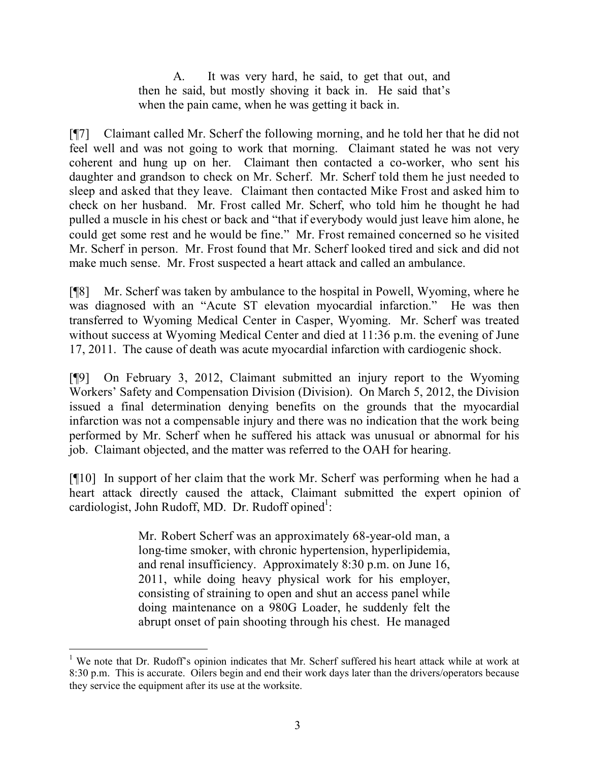> A. It was very hard, he said, to get that out, and then he said, but mostly shoving it back in. He said that's when the pain came, when he was getting it back in.

[¶7] Claimant called Mr. Scherf the following morning, and he told her that he did not feel well and was not going to work that morning. Claimant stated he was not very coherent and hung up on her. Claimant then contacted a co-worker, who sent his daughter and grandson to check on Mr. Scherf. Mr. Scherf told them he just needed to sleep and asked that they leave. Claimant then contacted Mike Frost and asked him to check on her husband. Mr. Frost called Mr. Scherf, who told him he thought he had pulled a muscle in his chest or back and "that if everybody would just leave him alone, he could get some rest and he would be fine." Mr. Frost remained concerned so he visited Mr. Scherf in person. Mr. Frost found that Mr. Scherf looked tired and sick and did not make much sense. Mr. Frost suspected a heart attack and called an ambulance.

[¶8] Mr. Scherf was taken by ambulance to the hospital in Powell, Wyoming, where he was diagnosed with an "Acute ST elevation myocardial infarction." He was then transferred to Wyoming Medical Center in Casper, Wyoming. Mr. Scherf was treated without success at Wyoming Medical Center and died at 11:36 p.m. the evening of June 17, 2011. The cause of death was acute myocardial infarction with cardiogenic shock.

[¶9] On February 3, 2012, Claimant submitted an injury report to the Wyoming Workers' Safety and Compensation Division (Division). On March 5, 2012, the Division issued a final determination denying benefits on the grounds that the myocardial infarction was not a compensable injury and there was no indication that the work being performed by Mr. Scherf when he suffered his attack was unusual or abnormal for his job. Claimant objected, and the matter was referred to the OAH for hearing.

[¶10] In support of her claim that the work Mr. Scherf was performing when he had a heart attack directly caused the attack, Claimant submitted the expert opinion of cardiologist, John Rudoff, MD. Dr. Rudoff opined[1]:

> Mr. Robert Scherf was an approximately 68-year-old man, a long-time smoker, with chronic hypertension, hyperlipidemia, and renal insufficiency. Approximately 8:30 p.m. on June 16, 2011, while doing heavy physical work for his employer, consisting of straining to open and shut an access panel while doing maintenance on a 980G Loader, he suddenly felt the abrupt onset of pain shooting through his chest. He managed

[1] We note that Dr. Rudoff's opinion indicates that Mr. Scherf suffered his heart attack while at work at 8:30 p.m. This is accurate. Oilers begin and end their work days later than the drivers/operators because they service the equipment after its use at the worksite.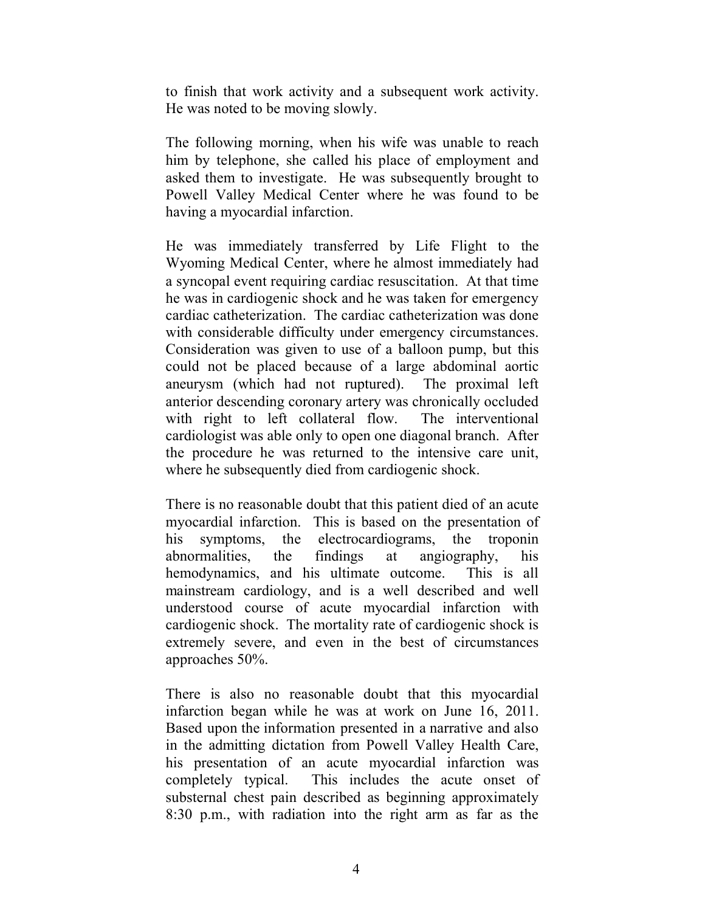to finish that work activity and a subsequent work activity. He was noted to be moving slowly.

The following morning, when his wife was unable to reach him by telephone, she called his place of employment and asked them to investigate. He was subsequently brought to Powell Valley Medical Center where he was found to be having a myocardial infarction.

He was immediately transferred by Life Flight to the Wyoming Medical Center, where he almost immediately had a syncopal event requiring cardiac resuscitation. At that time he was in cardiogenic shock and he was taken for emergency cardiac catheterization. The cardiac catheterization was done with considerable difficulty under emergency circumstances. Consideration was given to use of a balloon pump, but this could not be placed because of a large abdominal aortic aneurysm (which had not ruptured). The proximal left anterior descending coronary artery was chronically occluded with right to left collateral flow. The interventional cardiologist was able only to open one diagonal branch. After the procedure he was returned to the intensive care unit, where he subsequently died from cardiogenic shock.

There is no reasonable doubt that this patient died of an acute myocardial infarction. This is based on the presentation of his symptoms, the electrocardiograms, the troponin abnormalities, the findings at angiography, his hemodynamics, and his ultimate outcome. This is all mainstream cardiology, and is a well described and well understood course of acute myocardial infarction with cardiogenic shock. The mortality rate of cardiogenic shock is extremely severe, and even in the best of circumstances approaches 50%.

There is also no reasonable doubt that this myocardial infarction began while he was at work on June 16, 2011. Based upon the information presented in a narrative and also in the admitting dictation from Powell Valley Health Care, his presentation of an acute myocardial infarction was completely typical. This includes the acute onset of substernal chest pain described as beginning approximately 8:30 p.m., with radiation into the right arm as far as the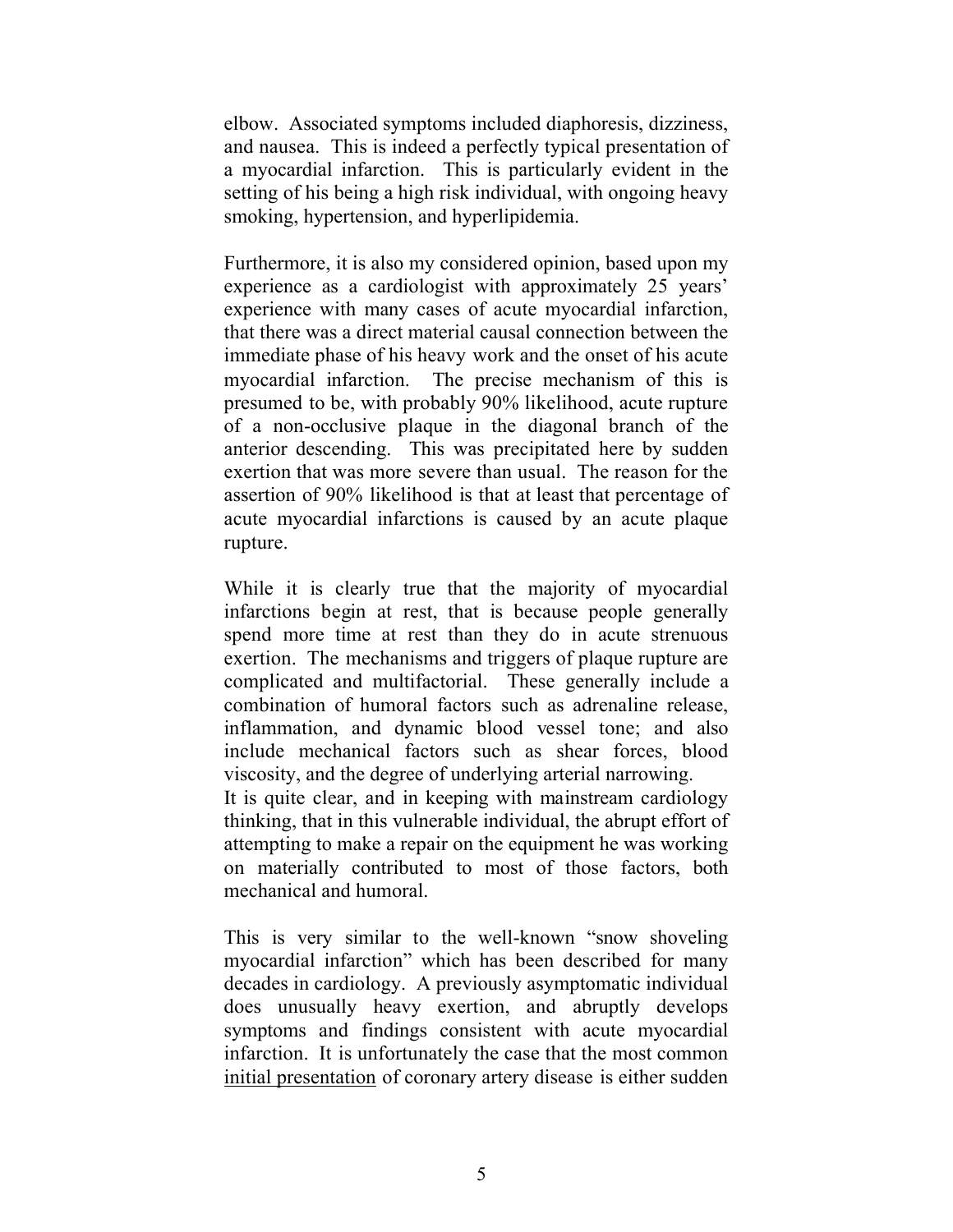elbow. Associated symptoms included diaphoresis, dizziness, and nausea. This is indeed a perfectly typical presentation of a myocardial infarction. This is particularly evident in the setting of his being a high risk individual, with ongoing heavy smoking, hypertension, and hyperlipidemia.

Furthermore, it is also my considered opinion, based upon my experience as a cardiologist with approximately 25 years' experience with many cases of acute myocardial infarction, that there was a direct material causal connection between the immediate phase of his heavy work and the onset of his acute myocardial infarction. The precise mechanism of this is presumed to be, with probably 90% likelihood, acute rupture of a non-occlusive plaque in the diagonal branch of the anterior descending. This was precipitated here by sudden exertion that was more severe than usual. The reason for the assertion of 90% likelihood is that at least that percentage of acute myocardial infarctions is caused by an acute plaque rupture.

While it is clearly true that the majority of myocardial infarctions begin at rest, that is because people generally spend more time at rest than they do in acute strenuous exertion. The mechanisms and triggers of plaque rupture are complicated and multifactorial. These generally include a combination of humoral factors such as adrenaline release, inflammation, and dynamic blood vessel tone; and also include mechanical factors such as shear forces, blood viscosity, and the degree of underlying arterial narrowing.
It is quite clear, and in keeping with mainstream cardiology thinking, that in this vulnerable individual, the abrupt effort of attempting to make a repair on the equipment he was working on materially contributed to most of those factors, both mechanical and humoral.

This is very similar to the well-known "snow shoveling myocardial infarction" which has been described for many decades in cardiology. A previously asymptomatic individual does unusually heavy exertion, and abruptly develops symptoms and findings consistent with acute myocardial infarction. It is unfortunately the case that the most common <u>initial presentation</u> of coronary artery disease is either sudden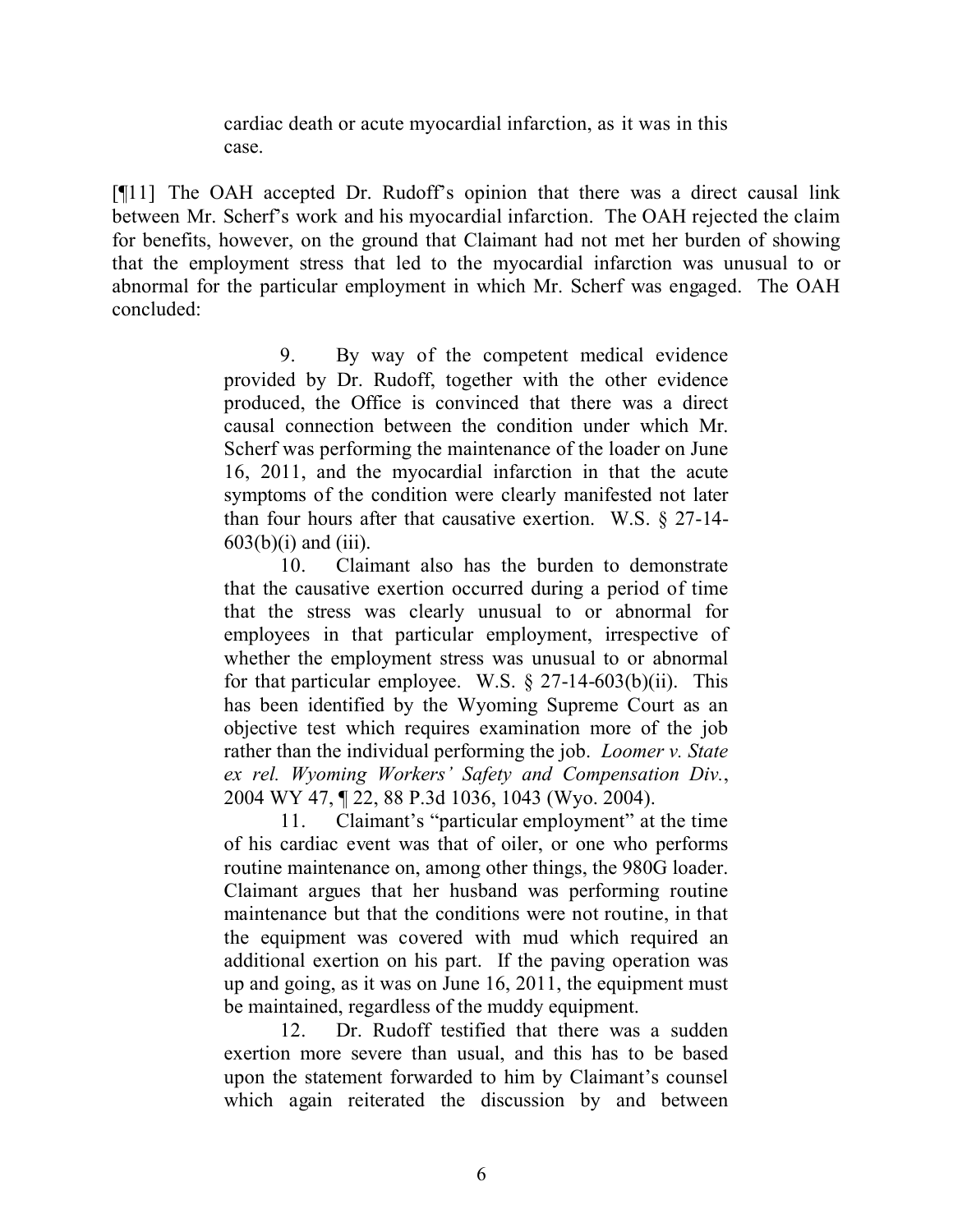> cardiac death or acute myocardial infarction, as it was in this case.

[¶11] The OAH accepted Dr. Rudoff's opinion that there was a direct causal link between Mr. Scherf's work and his myocardial infarction. The OAH rejected the claim for benefits, however, on the ground that Claimant had not met her burden of showing that the employment stress that led to the myocardial infarction was unusual to or abnormal for the particular employment in which Mr. Scherf was engaged. The OAH concluded:

> 9. By way of the competent medical evidence provided by Dr. Rudoff, together with the other evidence produced, the Office is convinced that there was a direct causal connection between the condition under which Mr. Scherf was performing the maintenance of the loader on June 16, 2011, and the myocardial infarction in that the acute symptoms of the condition were clearly manifested not later than four hours after that causative exertion. W.S. § 27-14-603(b)(i) and (iii).
>
> 10. Claimant also has the burden to demonstrate that the causative exertion occurred during a period of time that the stress was clearly unusual to or abnormal for employees in that particular employment, irrespective of whether the employment stress was unusual to or abnormal for that particular employee. W.S. § 27-14-603(b)(ii). This has been identified by the Wyoming Supreme Court as an objective test which requires examination more of the job rather than the individual performing the job. *Loomer v. State ex rel. Wyoming Workers' Safety and Compensation Div.*, 2004 WY 47, ¶ 22, 88 P.3d 1036, 1043 (Wyo. 2004).
>
> 11. Claimant's "particular employment" at the time of his cardiac event was that of oiler, or one who performs routine maintenance on, among other things, the 980G loader. Claimant argues that her husband was performing routine maintenance but that the conditions were not routine, in that the equipment was covered with mud which required an additional exertion on his part. If the paving operation was up and going, as it was on June 16, 2011, the equipment must be maintained, regardless of the muddy equipment.
>
> 12. Dr. Rudoff testified that there was a sudden exertion more severe than usual, and this has to be based upon the statement forwarded to him by Claimant's counsel which again reiterated the discussion by and between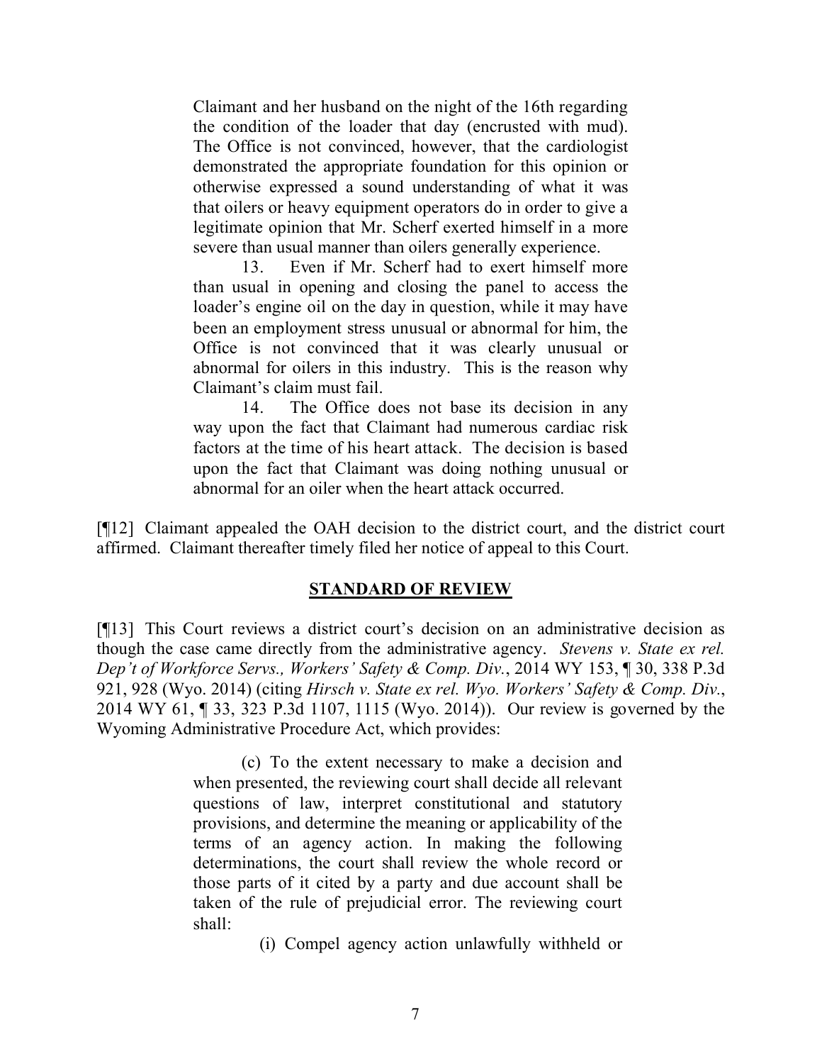> Claimant and her husband on the night of the 16th regarding the condition of the loader that day (encrusted with mud). The Office is not convinced, however, that the cardiologist demonstrated the appropriate foundation for this opinion or otherwise expressed a sound understanding of what it was that oilers or heavy equipment operators do in order to give a legitimate opinion that Mr. Scherf exerted himself in a more severe than usual manner than oilers generally experience.
>
> 13. Even if Mr. Scherf had to exert himself more than usual in opening and closing the panel to access the loader's engine oil on the day in question, while it may have been an employment stress unusual or abnormal for him, the Office is not convinced that it was clearly unusual or abnormal for oilers in this industry. This is the reason why Claimant's claim must fail.
>
> 14. The Office does not base its decision in any way upon the fact that Claimant had numerous cardiac risk factors at the time of his heart attack. The decision is based upon the fact that Claimant was doing nothing unusual or abnormal for an oiler when the heart attack occurred.

[¶12] Claimant appealed the OAH decision to the district court, and the district court affirmed. Claimant thereafter timely filed her notice of appeal to this Court.

## STANDARD OF REVIEW

[¶13] This Court reviews a district court's decision on an administrative decision as though the case came directly from the administrative agency. *Stevens v. State ex rel. Dep't of Workforce Servs., Workers' Safety & Comp. Div.*, 2014 WY 153, ¶ 30, 338 P.3d 921, 928 (Wyo. 2014) (citing *Hirsch v. State ex rel. Wyo. Workers' Safety & Comp. Div.*, 2014 WY 61, ¶ 33, 323 P.3d 1107, 1115 (Wyo. 2014)). Our review is governed by the Wyoming Administrative Procedure Act, which provides:

> (c) To the extent necessary to make a decision and when presented, the reviewing court shall decide all relevant questions of law, interpret constitutional and statutory provisions, and determine the meaning or applicability of the terms of an agency action. In making the following determinations, the court shall review the whole record or those parts of it cited by a party and due account shall be taken of the rule of prejudicial error. The reviewing court shall:
>
> (i) Compel agency action unlawfully withheld or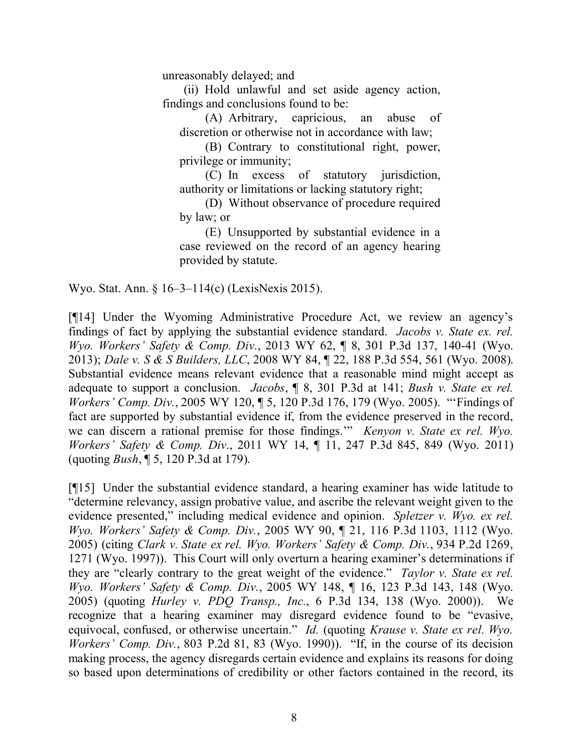unreasonably delayed; and

> (ii) Hold unlawful and set aside agency action, findings and conclusions found to be:
>
> > (A) Arbitrary, capricious, an abuse of discretion or otherwise not in accordance with law;
> >
> > (B) Contrary to constitutional right, power, privilege or immunity;
> >
> > (C) In excess of statutory jurisdiction, authority or limitations or lacking statutory right;
> >
> > (D) Without observance of procedure required by law; or
> >
> > (E) Unsupported by substantial evidence in a case reviewed on the record of an agency hearing provided by statute.

Wyo. Stat. Ann. § 16–3–114(c) (LexisNexis 2015).

[¶14] Under the Wyoming Administrative Procedure Act, we review an agency's findings of fact by applying the substantial evidence standard. *Jacobs v. State ex. rel. Wyo. Workers' Safety & Comp. Div.*, 2013 WY 62, ¶ 8, 301 P.3d 137, 140-41 (Wyo. 2013); *Dale v. S & S Builders, LLC*, 2008 WY 84, ¶ 22, 188 P.3d 554, 561 (Wyo. 2008). Substantial evidence means relevant evidence that a reasonable mind might accept as adequate to support a conclusion. *Jacobs*, ¶ 8, 301 P.3d at 141; *Bush v. State ex rel. Workers' Comp. Div.*, 2005 WY 120, ¶ 5, 120 P.3d 176, 179 (Wyo. 2005). "'Findings of fact are supported by substantial evidence if, from the evidence preserved in the record, we can discern a rational premise for those findings.'" *Kenyon v. State ex rel. Wyo. Workers' Safety & Comp. Div.*, 2011 WY 14, ¶ 11, 247 P.3d 845, 849 (Wyo. 2011) (quoting *Bush*, ¶ 5, 120 P.3d at 179).

[¶15] Under the substantial evidence standard, a hearing examiner has wide latitude to "determine relevancy, assign probative value, and ascribe the relevant weight given to the evidence presented," including medical evidence and opinion. *Spletzer v. Wyo. ex rel. Wyo. Workers' Safety & Comp. Div.*, 2005 WY 90, ¶ 21, 116 P.3d 1103, 1112 (Wyo. 2005) (citing *Clark v. State ex rel. Wyo. Workers' Safety & Comp. Div.*, 934 P.2d 1269, 1271 (Wyo. 1997)). This Court will only overturn a hearing examiner's determinations if they are "clearly contrary to the great weight of the evidence." *Taylor v. State ex rel. Wyo. Workers' Safety & Comp. Div.*, 2005 WY 148, ¶ 16, 123 P.3d 143, 148 (Wyo. 2005) (quoting *Hurley v. PDQ Transp., Inc.*, 6 P.3d 134, 138 (Wyo. 2000)). We recognize that a hearing examiner may disregard evidence found to be "evasive, equivocal, confused, or otherwise uncertain." *Id.* (quoting *Krause v. State ex rel. Wyo. Workers' Comp. Div.*, 803 P.2d 81, 83 (Wyo. 1990)). "If, in the course of its decision making process, the agency disregards certain evidence and explains its reasons for doing so based upon determinations of credibility or other factors contained in the record, its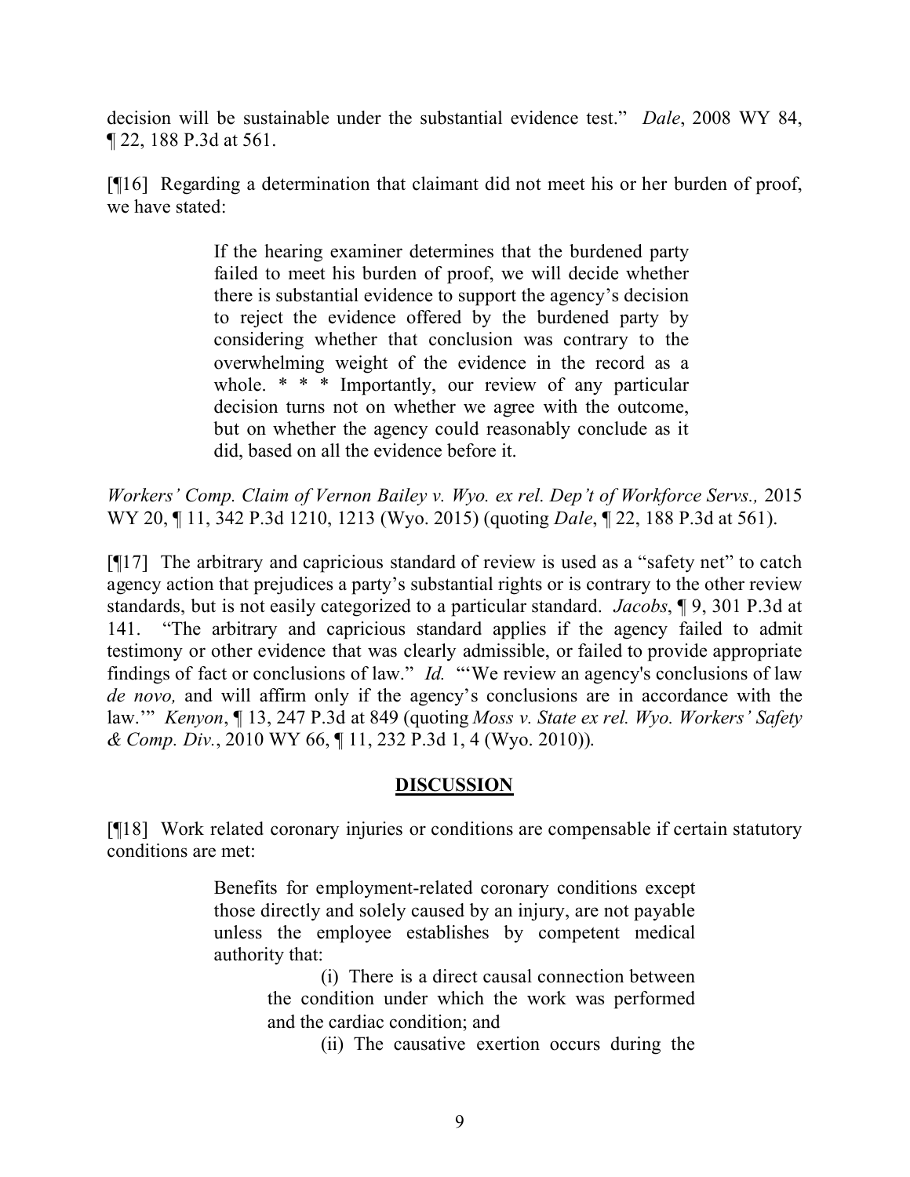decision will be sustainable under the substantial evidence test." *Dale*, 2008 WY 84, ¶ 22, 188 P.3d at 561.

[¶16] Regarding a determination that claimant did not meet his or her burden of proof, we have stated:

> If the hearing examiner determines that the burdened party failed to meet his burden of proof, we will decide whether there is substantial evidence to support the agency's decision to reject the evidence offered by the burdened party by considering whether that conclusion was contrary to the overwhelming weight of the evidence in the record as a whole. * * * Importantly, our review of any particular decision turns not on whether we agree with the outcome, but on whether the agency could reasonably conclude as it did, based on all the evidence before it.

*Workers' Comp. Claim of Vernon Bailey v. Wyo. ex rel. Dep't of Workforce Servs.,* 2015 WY 20, ¶ 11, 342 P.3d 1210, 1213 (Wyo. 2015) (quoting *Dale*, ¶ 22, 188 P.3d at 561).

[¶17] The arbitrary and capricious standard of review is used as a "safety net" to catch agency action that prejudices a party's substantial rights or is contrary to the other review standards, but is not easily categorized to a particular standard. *Jacobs*, ¶ 9, 301 P.3d at 141. "The arbitrary and capricious standard applies if the agency failed to admit testimony or other evidence that was clearly admissible, or failed to provide appropriate findings of fact or conclusions of law." *Id.* "'We review an agency's conclusions of law *de novo,* and will affirm only if the agency's conclusions are in accordance with the law.'" *Kenyon*, ¶ 13, 247 P.3d at 849 (quoting *Moss v. State ex rel. Wyo. Workers' Safety & Comp. Div.*, 2010 WY 66, ¶ 11, 232 P.3d 1, 4 (Wyo. 2010)).

## DISCUSSION

[¶18] Work related coronary injuries or conditions are compensable if certain statutory conditions are met:

> Benefits for employment-related coronary conditions except those directly and solely caused by an injury, are not payable unless the employee establishes by competent medical authority that:
>
> (i) There is a direct causal connection between the condition under which the work was performed and the cardiac condition; and
>
> (ii) The causative exertion occurs during the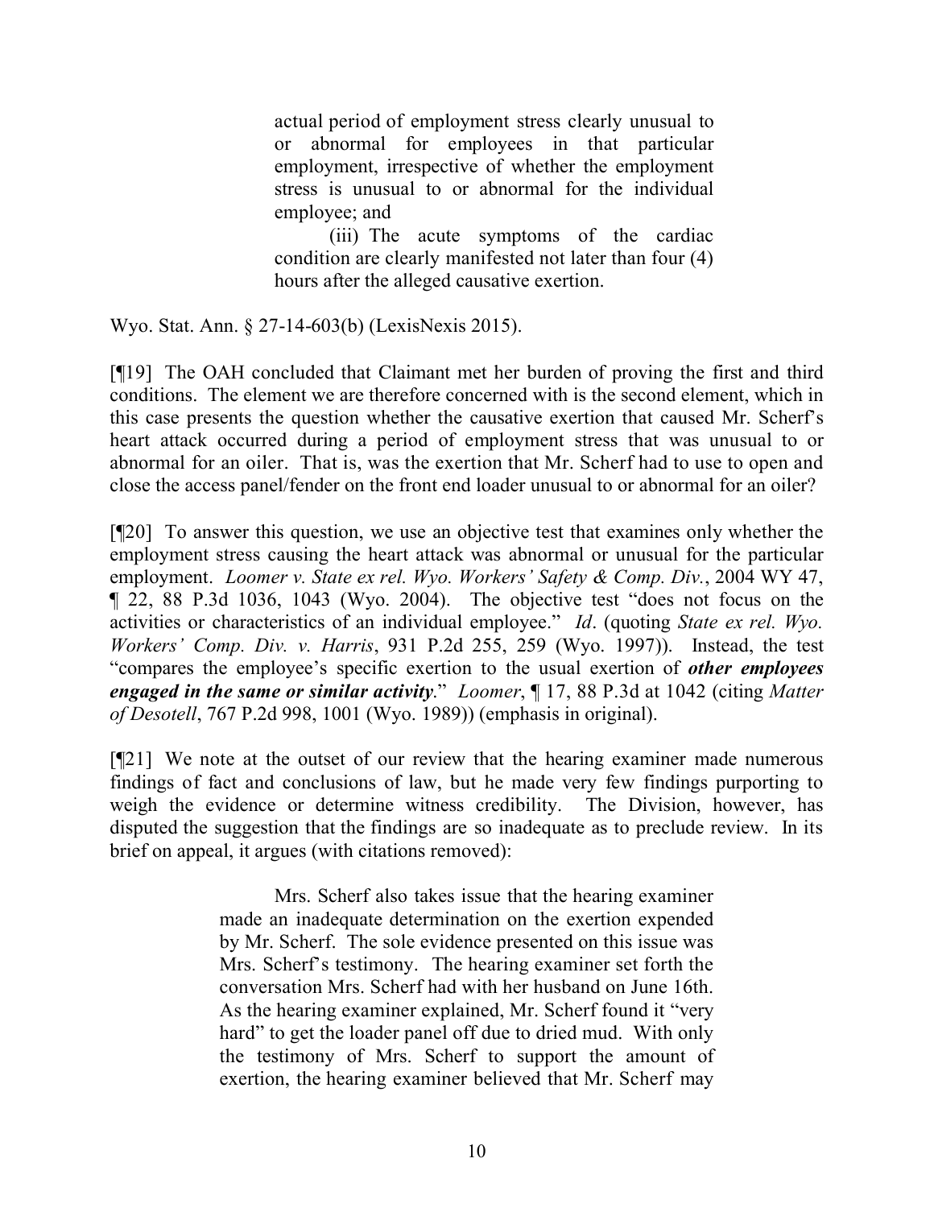> actual period of employment stress clearly unusual to or abnormal for employees in that particular employment, irrespective of whether the employment stress is unusual to or abnormal for the individual employee; and
>
> (iii) The acute symptoms of the cardiac condition are clearly manifested not later than four (4) hours after the alleged causative exertion.

Wyo. Stat. Ann. § 27-14-603(b) (LexisNexis 2015).

[¶19] The OAH concluded that Claimant met her burden of proving the first and third conditions. The element we are therefore concerned with is the second element, which in this case presents the question whether the causative exertion that caused Mr. Scherf's heart attack occurred during a period of employment stress that was unusual to or abnormal for an oiler. That is, was the exertion that Mr. Scherf had to use to open and close the access panel/fender on the front end loader unusual to or abnormal for an oiler?

[¶20] To answer this question, we use an objective test that examines only whether the employment stress causing the heart attack was abnormal or unusual for the particular employment. *Loomer v. State ex rel. Wyo. Workers' Safety & Comp. Div.*, 2004 WY 47, ¶ 22, 88 P.3d 1036, 1043 (Wyo. 2004). The objective test "does not focus on the activities or characteristics of an individual employee." *Id*. (quoting *State ex rel. Wyo. Workers' Comp. Div. v. Harris*, 931 P.2d 255, 259 (Wyo. 1997)). Instead, the test "compares the employee's specific exertion to the usual exertion of ***other employees engaged in the same or similar activity***." *Loomer*, ¶ 17, 88 P.3d at 1042 (citing *Matter of Desotell*, 767 P.2d 998, 1001 (Wyo. 1989)) (emphasis in original).

[¶21] We note at the outset of our review that the hearing examiner made numerous findings of fact and conclusions of law, but he made very few findings purporting to weigh the evidence or determine witness credibility. The Division, however, has disputed the suggestion that the findings are so inadequate as to preclude review. In its brief on appeal, it argues (with citations removed):

> Mrs. Scherf also takes issue that the hearing examiner made an inadequate determination on the exertion expended by Mr. Scherf. The sole evidence presented on this issue was Mrs. Scherf's testimony. The hearing examiner set forth the conversation Mrs. Scherf had with her husband on June 16th. As the hearing examiner explained, Mr. Scherf found it "very hard" to get the loader panel off due to dried mud. With only the testimony of Mrs. Scherf to support the amount of exertion, the hearing examiner believed that Mr. Scherf may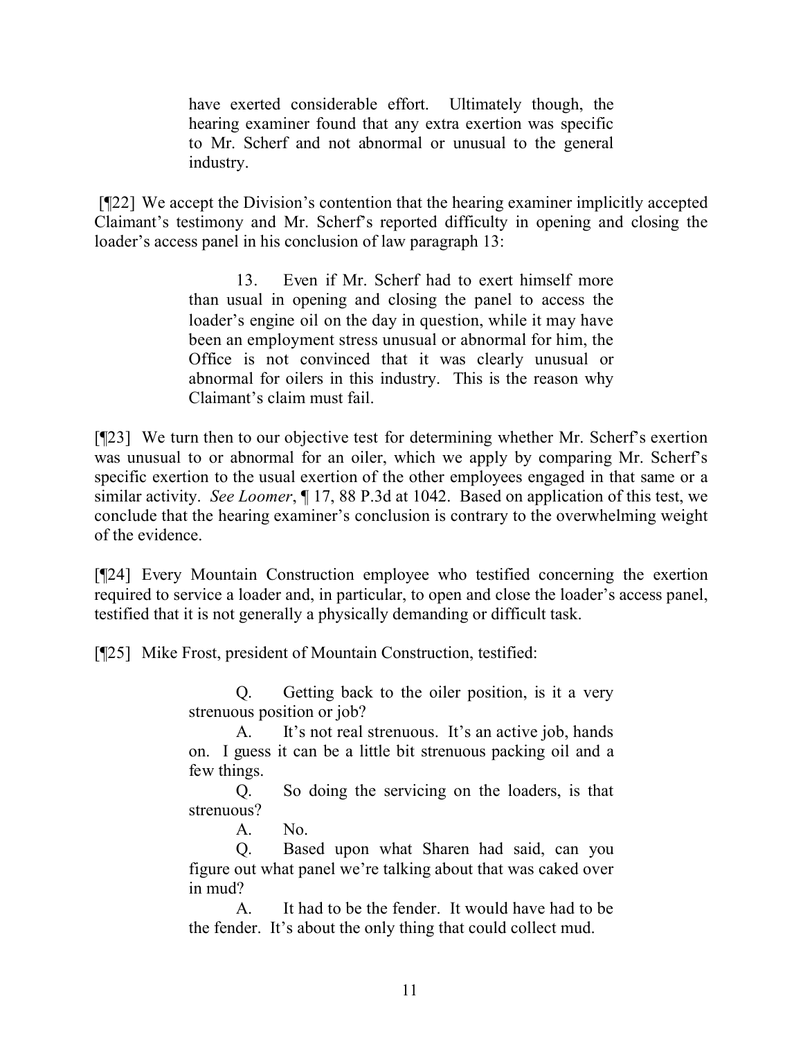> have exerted considerable effort. Ultimately though, the hearing examiner found that any extra exertion was specific to Mr. Scherf and not abnormal or unusual to the general industry.

[¶22] We accept the Division's contention that the hearing examiner implicitly accepted Claimant's testimony and Mr. Scherf's reported difficulty in opening and closing the loader's access panel in his conclusion of law paragraph 13:

> 13. Even if Mr. Scherf had to exert himself more than usual in opening and closing the panel to access the loader's engine oil on the day in question, while it may have been an employment stress unusual or abnormal for him, the Office is not convinced that it was clearly unusual or abnormal for oilers in this industry. This is the reason why Claimant's claim must fail.

[¶23] We turn then to our objective test for determining whether Mr. Scherf's exertion was unusual to or abnormal for an oiler, which we apply by comparing Mr. Scherf's specific exertion to the usual exertion of the other employees engaged in that same or a similar activity. *See Loomer*, ¶ 17, 88 P.3d at 1042. Based on application of this test, we conclude that the hearing examiner's conclusion is contrary to the overwhelming weight of the evidence.

[¶24] Every Mountain Construction employee who testified concerning the exertion required to service a loader and, in particular, to open and close the loader's access panel, testified that it is not generally a physically demanding or difficult task.

[¶25] Mike Frost, president of Mountain Construction, testified:

> Q. Getting back to the oiler position, is it a very strenuous position or job?
>
> A. It's not real strenuous. It's an active job, hands on. I guess it can be a little bit strenuous packing oil and a few things.
>
> Q. So doing the servicing on the loaders, is that strenuous?
>
> A. No.
>
> Q. Based upon what Sharen had said, can you figure out what panel we're talking about that was caked over in mud?
>
> A. It had to be the fender. It would have had to be the fender. It's about the only thing that could collect mud.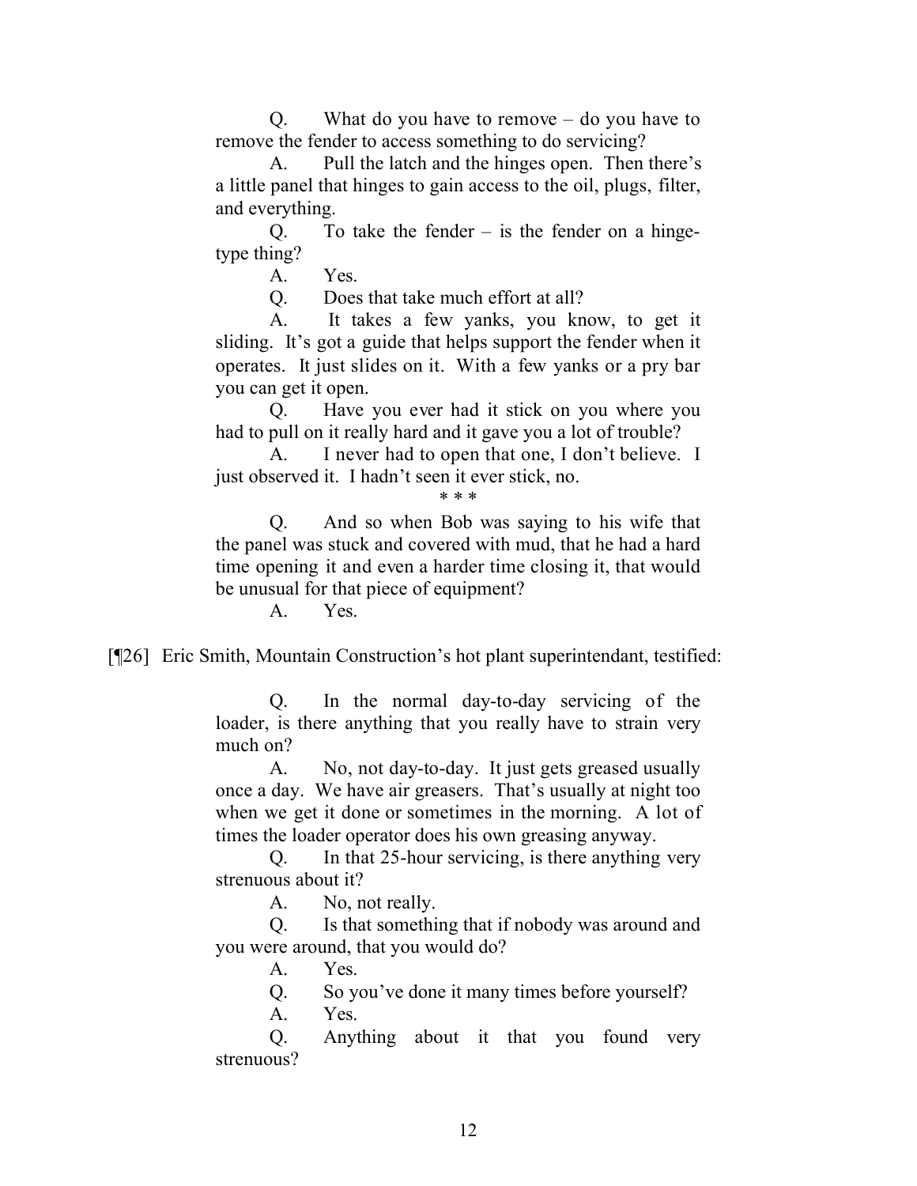Q. What do you have to remove – do you have to remove the fender to access something to do servicing?

A. Pull the latch and the hinges open. Then there's a little panel that hinges to gain access to the oil, plugs, filter, and everything.

Q. To take the fender – is the fender on a hinge-type thing?

A. Yes.

Q. Does that take much effort at all?

A. It takes a few yanks, you know, to get it sliding. It's got a guide that helps support the fender when it operates. It just slides on it. With a few yanks or a pry bar you can get it open.

Q. Have you ever had it stick on you where you had to pull on it really hard and it gave you a lot of trouble?

A. I never had to open that one, I don't believe. I just observed it. I hadn't seen it ever stick, no.

\* \* \*

Q. And so when Bob was saying to his wife that the panel was stuck and covered with mud, that he had a hard time opening it and even a harder time closing it, that would be unusual for that piece of equipment?

A. Yes.

[¶26] Eric Smith, Mountain Construction's hot plant superintendant, testified:

Q. In the normal day-to-day servicing of the loader, is there anything that you really have to strain very much on?

A. No, not day-to-day. It just gets greased usually once a day. We have air greasers. That's usually at night too when we get it done or sometimes in the morning. A lot of times the loader operator does his own greasing anyway.

Q. In that 25-hour servicing, is there anything very strenuous about it?

A. No, not really.

Q. Is that something that if nobody was around and you were around, that you would do?

A. Yes.

Q. So you've done it many times before yourself?

A. Yes.

Q. Anything about it that you found very strenuous?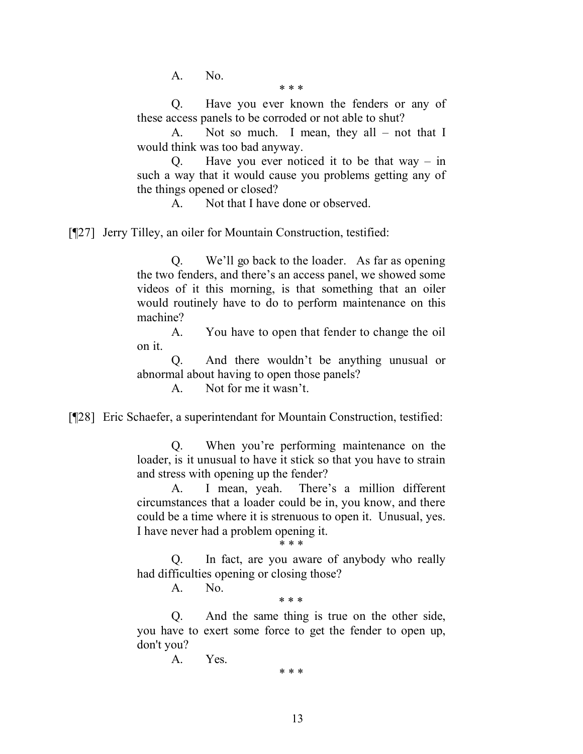A. No.

\* \* \*

Q. Have you ever known the fenders or any of these access panels to be corroded or not able to shut?

A. Not so much. I mean, they all – not that I would think was too bad anyway.

Q. Have you ever noticed it to be that way – in such a way that it would cause you problems getting any of the things opened or closed?

A. Not that I have done or observed.

[¶27] Jerry Tilley, an oiler for Mountain Construction, testified:

> Q. We'll go back to the loader. As far as opening the two fenders, and there's an access panel, we showed some videos of it this morning, is that something that an oiler would routinely have to do to perform maintenance on this machine?
>
> A. You have to open that fender to change the oil on it.
>
> Q. And there wouldn't be anything unusual or abnormal about having to open those panels?
>
> A. Not for me it wasn't.

[¶28] Eric Schaefer, a superintendant for Mountain Construction, testified:

> Q. When you're performing maintenance on the loader, is it unusual to have it stick so that you have to strain and stress with opening up the fender?
>
> A. I mean, yeah. There's a million different circumstances that a loader could be in, you know, and there could be a time where it is strenuous to open it. Unusual, yes. I have never had a problem opening it.
>
> \* \* \*
>
> Q. In fact, are you aware of anybody who really had difficulties opening or closing those?
>
> A. No.
>
> \* \* \*
>
> Q. And the same thing is true on the other side, you have to exert some force to get the fender to open up, don't you?
>
> A. Yes.
>
> \* \* \*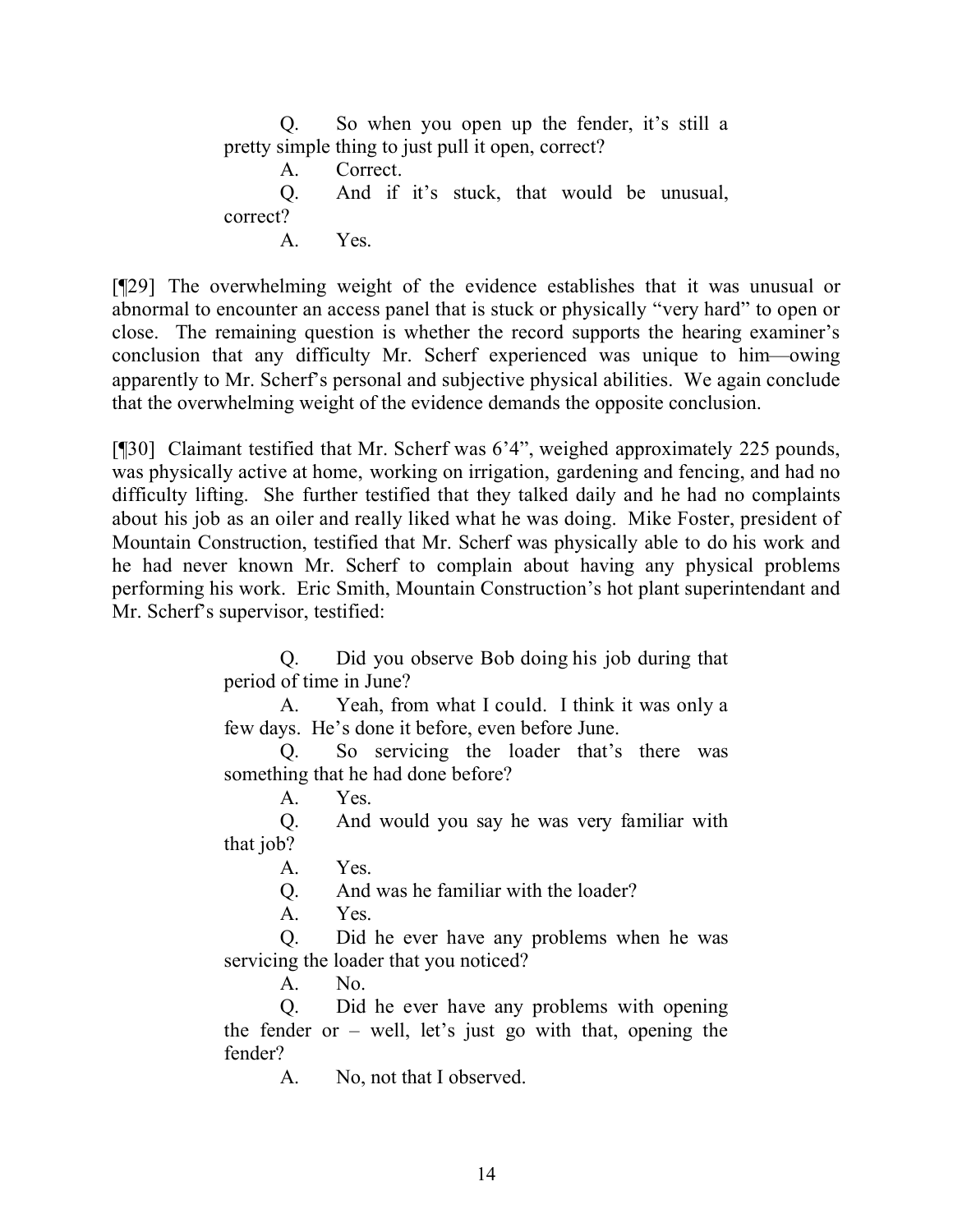> Q. So when you open up the fender, it's still a pretty simple thing to just pull it open, correct?
>
> A. Correct.
>
> Q. And if it's stuck, that would be unusual, correct?
>
> A. Yes.

[¶29] The overwhelming weight of the evidence establishes that it was unusual or abnormal to encounter an access panel that is stuck or physically "very hard" to open or close. The remaining question is whether the record supports the hearing examiner's conclusion that any difficulty Mr. Scherf experienced was unique to him—owing apparently to Mr. Scherf's personal and subjective physical abilities. We again conclude that the overwhelming weight of the evidence demands the opposite conclusion.

[¶30] Claimant testified that Mr. Scherf was 6'4", weighed approximately 225 pounds, was physically active at home, working on irrigation, gardening and fencing, and had no difficulty lifting. She further testified that they talked daily and he had no complaints about his job as an oiler and really liked what he was doing. Mike Foster, president of Mountain Construction, testified that Mr. Scherf was physically able to do his work and he had never known Mr. Scherf to complain about having any physical problems performing his work. Eric Smith, Mountain Construction's hot plant superintendant and Mr. Scherf's supervisor, testified:

> Q. Did you observe Bob doing his job during that period of time in June?
>
> A. Yeah, from what I could. I think it was only a few days. He's done it before, even before June.
>
> Q. So servicing the loader that's there was something that he had done before?
>
> A. Yes.
>
> Q. And would you say he was very familiar with that job?
>
> A. Yes.
>
> Q. And was he familiar with the loader?
>
> A. Yes.
>
> Q. Did he ever have any problems when he was servicing the loader that you noticed?
>
> A. No.
>
> Q. Did he ever have any problems with opening the fender or – well, let's just go with that, opening the fender?
>
> A. No, not that I observed.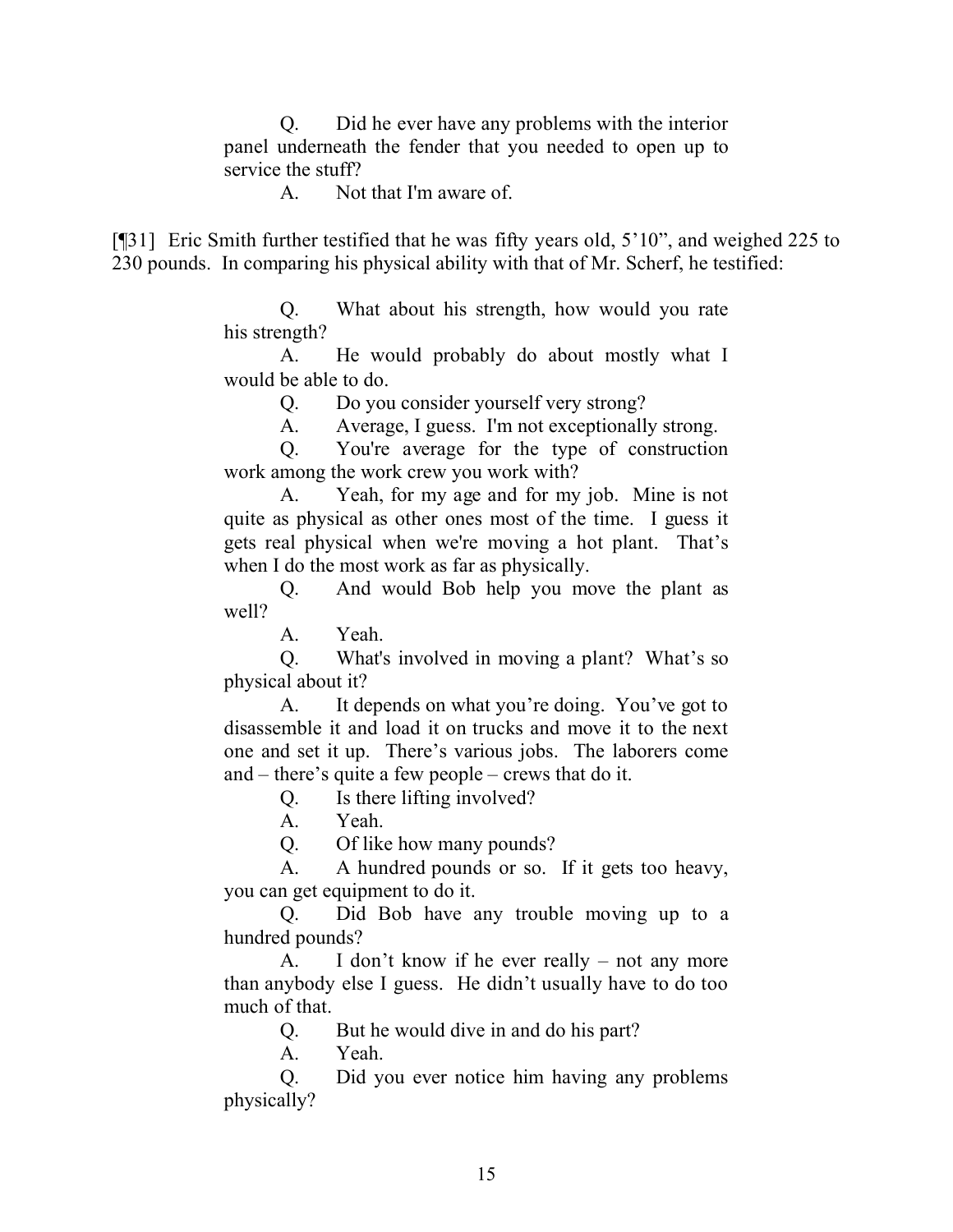> Q. Did he ever have any problems with the interior panel underneath the fender that you needed to open up to service the stuff?
>
> A. Not that I'm aware of.

[¶31] Eric Smith further testified that he was fifty years old, 5'10", and weighed 225 to 230 pounds. In comparing his physical ability with that of Mr. Scherf, he testified:

> Q. What about his strength, how would you rate his strength?
>
> A. He would probably do about mostly what I would be able to do.
>
> Q. Do you consider yourself very strong?
>
> A. Average, I guess. I'm not exceptionally strong.
>
> Q. You're average for the type of construction work among the work crew you work with?
>
> A. Yeah, for my age and for my job. Mine is not quite as physical as other ones most of the time. I guess it gets real physical when we're moving a hot plant. That's when I do the most work as far as physically.
>
> Q. And would Bob help you move the plant as well?
>
> A. Yeah.
>
> Q. What's involved in moving a plant? What's so physical about it?
>
> A. It depends on what you're doing. You've got to disassemble it and load it on trucks and move it to the next one and set it up. There's various jobs. The laborers come and – there's quite a few people – crews that do it.
>
> Q. Is there lifting involved?
>
> A. Yeah.
>
> Q. Of like how many pounds?
>
> A. A hundred pounds or so. If it gets too heavy, you can get equipment to do it.
>
> Q. Did Bob have any trouble moving up to a hundred pounds?
>
> A. I don't know if he ever really – not any more than anybody else I guess. He didn't usually have to do too much of that.
>
> Q. But he would dive in and do his part?
>
> A. Yeah.
>
> Q. Did you ever notice him having any problems physically?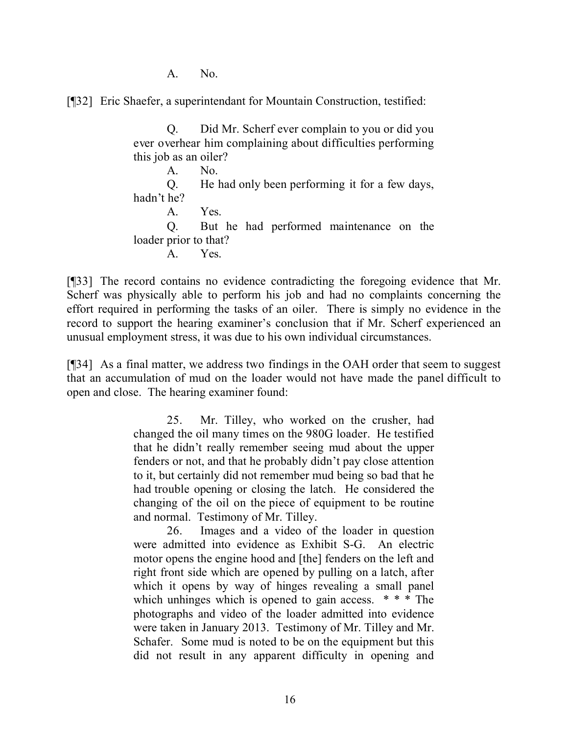A. No.

[¶32] Eric Shaefer, a superintendant for Mountain Construction, testified:

> Q. Did Mr. Scherf ever complain to you or did you ever overhear him complaining about difficulties performing this job as an oiler?
>
> A. No.
>
> Q. He had only been performing it for a few days, hadn't he?
>
> A. Yes.
>
> Q. But he had performed maintenance on the loader prior to that?
>
> A. Yes.

[¶33] The record contains no evidence contradicting the foregoing evidence that Mr. Scherf was physically able to perform his job and had no complaints concerning the effort required in performing the tasks of an oiler. There is simply no evidence in the record to support the hearing examiner's conclusion that if Mr. Scherf experienced an unusual employment stress, it was due to his own individual circumstances.

[¶34] As a final matter, we address two findings in the OAH order that seem to suggest that an accumulation of mud on the loader would not have made the panel difficult to open and close. The hearing examiner found:

> 25. Mr. Tilley, who worked on the crusher, had changed the oil many times on the 980G loader. He testified that he didn't really remember seeing mud about the upper fenders or not, and that he probably didn't pay close attention to it, but certainly did not remember mud being so bad that he had trouble opening or closing the latch. He considered the changing of the oil on the piece of equipment to be routine and normal. Testimony of Mr. Tilley.
>
> 26. Images and a video of the loader in question were admitted into evidence as Exhibit S-G. An electric motor opens the engine hood and [the] fenders on the left and right front side which are opened by pulling on a latch, after which it opens by way of hinges revealing a small panel which unhinges which is opened to gain access. * * * The photographs and video of the loader admitted into evidence were taken in January 2013. Testimony of Mr. Tilley and Mr. Schafer. Some mud is noted to be on the equipment but this did not result in any apparent difficulty in opening and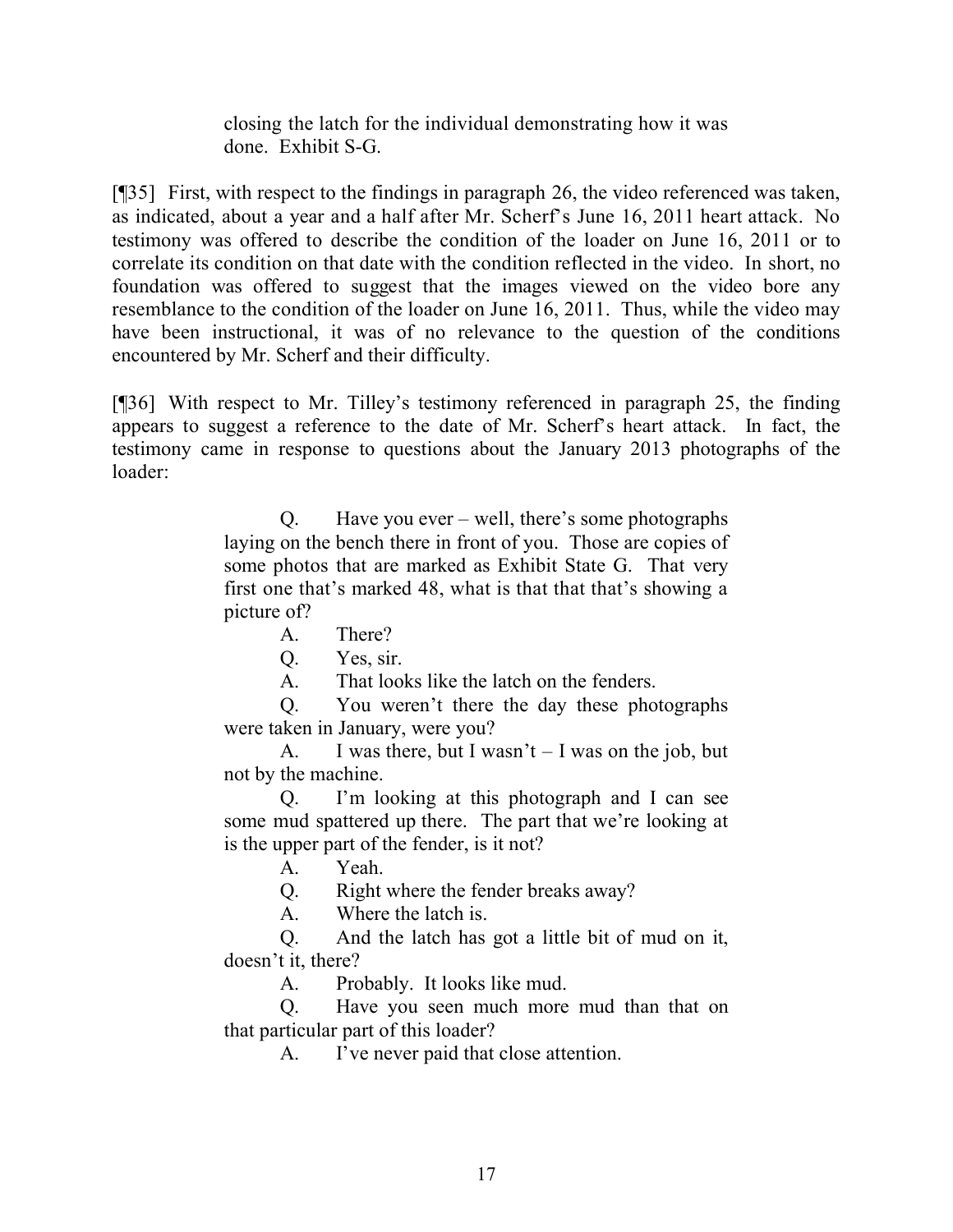> closing the latch for the individual demonstrating how it was done. Exhibit S-G.

[¶35] First, with respect to the findings in paragraph 26, the video referenced was taken, as indicated, about a year and a half after Mr. Scherf's June 16, 2011 heart attack. No testimony was offered to describe the condition of the loader on June 16, 2011 or to correlate its condition on that date with the condition reflected in the video. In short, no foundation was offered to suggest that the images viewed on the video bore any resemblance to the condition of the loader on June 16, 2011. Thus, while the video may have been instructional, it was of no relevance to the question of the conditions encountered by Mr. Scherf and their difficulty.

[¶36] With respect to Mr. Tilley's testimony referenced in paragraph 25, the finding appears to suggest a reference to the date of Mr. Scherf's heart attack. In fact, the testimony came in response to questions about the January 2013 photographs of the loader:

> Q. Have you ever – well, there's some photographs laying on the bench there in front of you. Those are copies of some photos that are marked as Exhibit State G. That very first one that's marked 48, what is that that that's showing a picture of?
>
> A. There?
>
> Q. Yes, sir.
>
> A. That looks like the latch on the fenders.
>
> Q. You weren't there the day these photographs were taken in January, were you?
>
> A. I was there, but I wasn't – I was on the job, but not by the machine.
>
> Q. I'm looking at this photograph and I can see some mud spattered up there. The part that we're looking at is the upper part of the fender, is it not?
>
> A. Yeah.
>
> Q. Right where the fender breaks away?
>
> A. Where the latch is.
>
> Q. And the latch has got a little bit of mud on it, doesn't it, there?
>
> A. Probably. It looks like mud.
>
> Q. Have you seen much more mud than that on that particular part of this loader?
>
> A. I've never paid that close attention.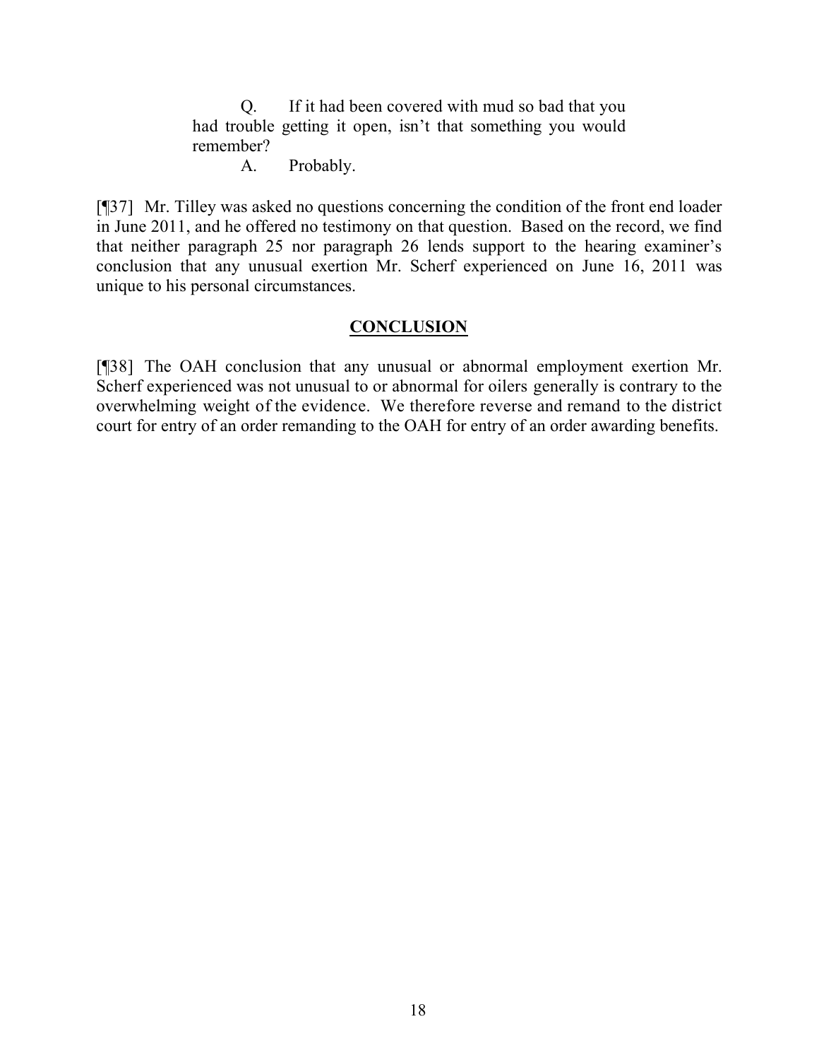> Q. If it had been covered with mud so bad that you had trouble getting it open, isn't that something you would remember?
>
> A. Probably.

[¶37] Mr. Tilley was asked no questions concerning the condition of the front end loader in June 2011, and he offered no testimony on that question. Based on the record, we find that neither paragraph 25 nor paragraph 26 lends support to the hearing examiner's conclusion that any unusual exertion Mr. Scherf experienced on June 16, 2011 was unique to his personal circumstances.

## CONCLUSION

[¶38] The OAH conclusion that any unusual or abnormal employment exertion Mr. Scherf experienced was not unusual to or abnormal for oilers generally is contrary to the overwhelming weight of the evidence. We therefore reverse and remand to the district court for entry of an order remanding to the OAH for entry of an order awarding benefits.